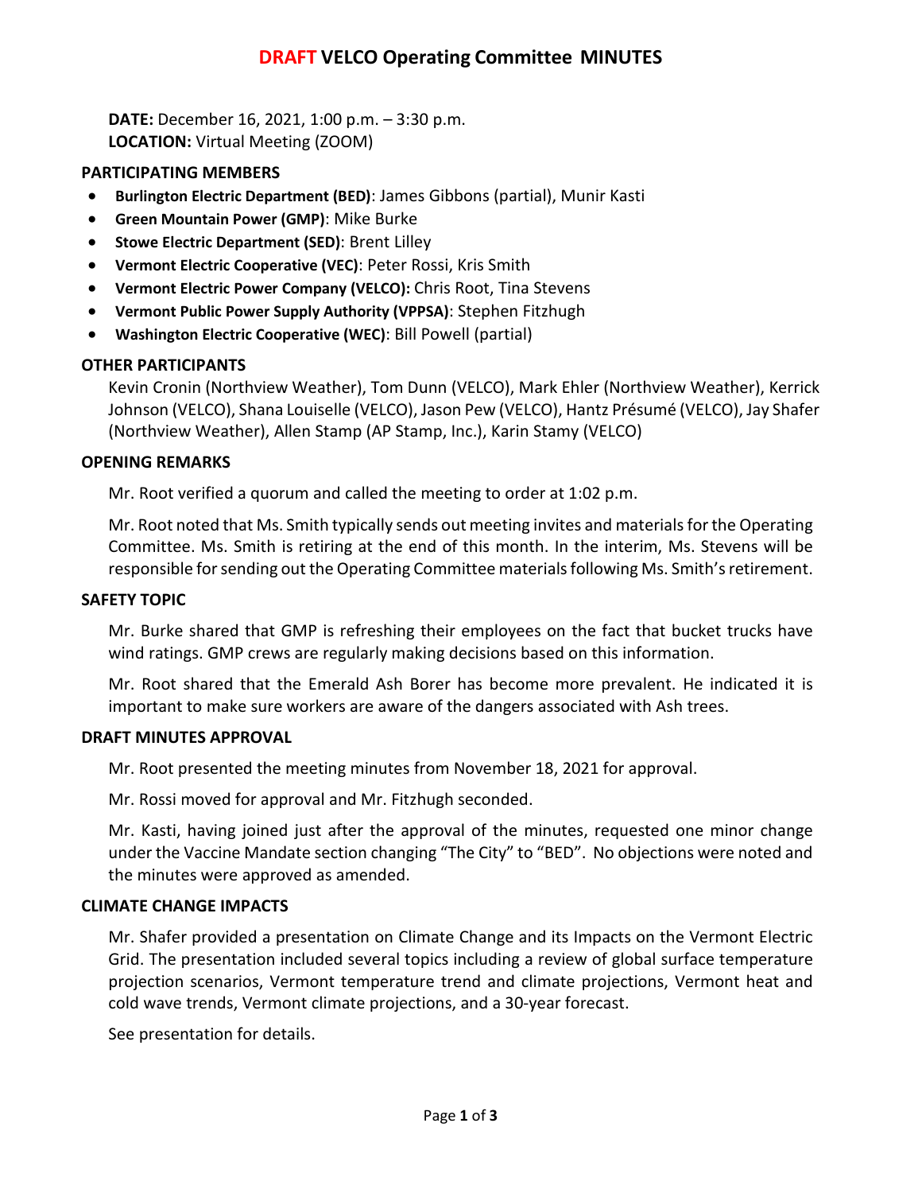# DRAFT VELCO Operating Committee MINUTES

**DATE:** December 16, 2021, 1:00 p.m. – 3:30 p.m.
**LOCATION:** Virtual Meeting (ZOOM)

## PARTICIPATING MEMBERS

- **Burlington Electric Department (BED)**: James Gibbons (partial), Munir Kasti
- **Green Mountain Power (GMP)**: Mike Burke
- **Stowe Electric Department (SED)**: Brent Lilley
- **Vermont Electric Cooperative (VEC)**: Peter Rossi, Kris Smith
- **Vermont Electric Power Company (VELCO):** Chris Root, Tina Stevens
- **Vermont Public Power Supply Authority (VPPSA)**: Stephen Fitzhugh
- **Washington Electric Cooperative (WEC)**: Bill Powell (partial)

## OTHER PARTICIPANTS

Kevin Cronin (Northview Weather), Tom Dunn (VELCO), Mark Ehler (Northview Weather), Kerrick Johnson (VELCO), Shana Louiselle (VELCO), Jason Pew (VELCO), Hantz Présumé (VELCO), Jay Shafer (Northview Weather), Allen Stamp (AP Stamp, Inc.), Karin Stamy (VELCO)

## OPENING REMARKS

Mr. Root verified a quorum and called the meeting to order at 1:02 p.m.

Mr. Root noted that Ms. Smith typically sends out meeting invites and materials for the Operating Committee. Ms. Smith is retiring at the end of this month. In the interim, Ms. Stevens will be responsible for sending out the Operating Committee materials following Ms. Smith's retirement.

## SAFETY TOPIC

Mr. Burke shared that GMP is refreshing their employees on the fact that bucket trucks have wind ratings. GMP crews are regularly making decisions based on this information.

Mr. Root shared that the Emerald Ash Borer has become more prevalent. He indicated it is important to make sure workers are aware of the dangers associated with Ash trees.

## DRAFT MINUTES APPROVAL

Mr. Root presented the meeting minutes from November 18, 2021 for approval.

Mr. Rossi moved for approval and Mr. Fitzhugh seconded.

Mr. Kasti, having joined just after the approval of the minutes, requested one minor change under the Vaccine Mandate section changing "The City" to "BED". No objections were noted and the minutes were approved as amended.

## CLIMATE CHANGE IMPACTS

Mr. Shafer provided a presentation on Climate Change and its Impacts on the Vermont Electric Grid. The presentation included several topics including a review of global surface temperature projection scenarios, Vermont temperature trend and climate projections, Vermont heat and cold wave trends, Vermont climate projections, and a 30-year forecast.

See presentation for details.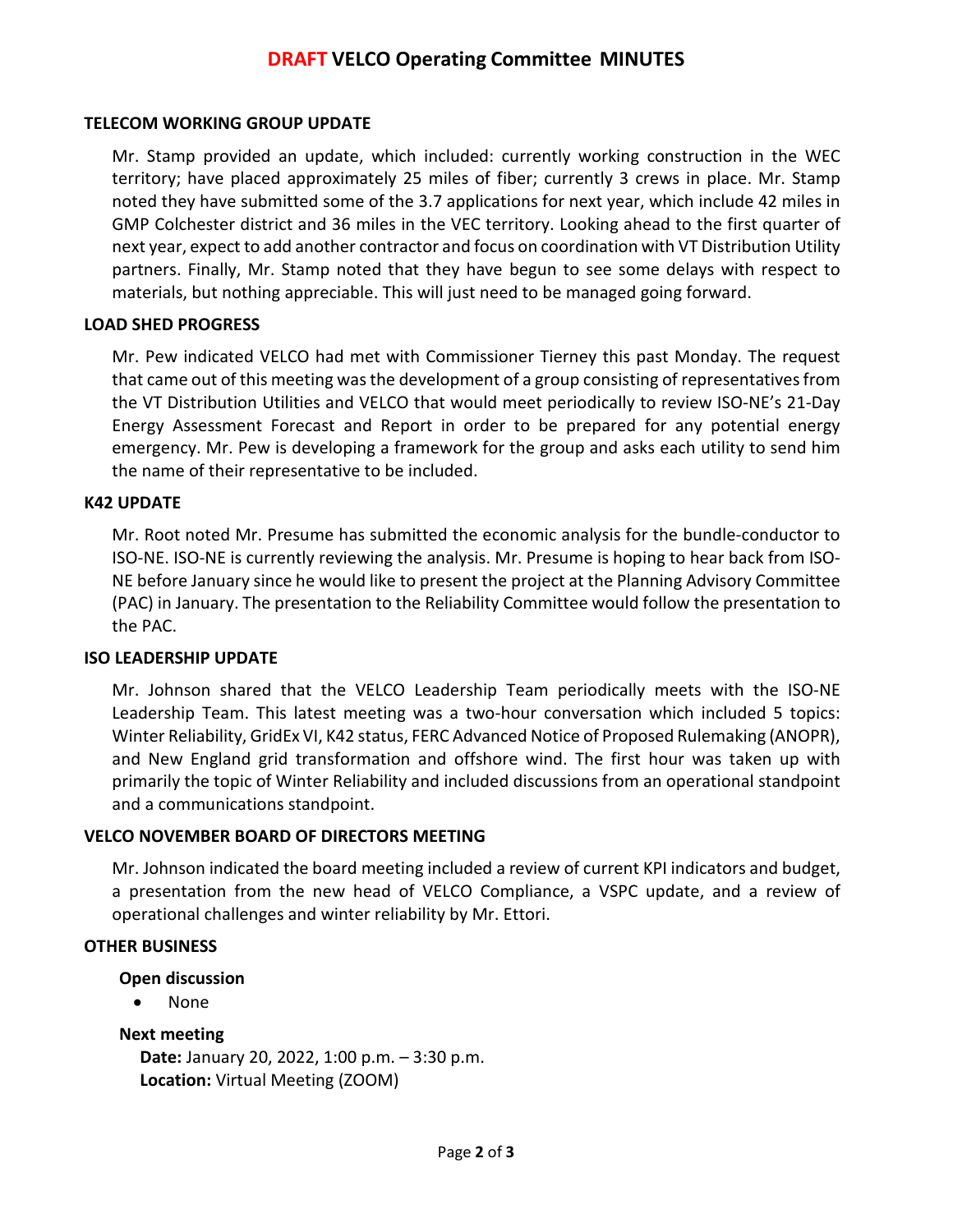# DRAFT VELCO Operating Committee MINUTES

### TELECOM WORKING GROUP UPDATE

Mr. Stamp provided an update, which included: currently working construction in the WEC territory; have placed approximately 25 miles of fiber; currently 3 crews in place. Mr. Stamp noted they have submitted some of the 3.7 applications for next year, which include 42 miles in GMP Colchester district and 36 miles in the VEC territory. Looking ahead to the first quarter of next year, expect to add another contractor and focus on coordination with VT Distribution Utility partners. Finally, Mr. Stamp noted that they have begun to see some delays with respect to materials, but nothing appreciable. This will just need to be managed going forward.

### LOAD SHED PROGRESS

Mr. Pew indicated VELCO had met with Commissioner Tierney this past Monday. The request that came out of this meeting was the development of a group consisting of representatives from the VT Distribution Utilities and VELCO that would meet periodically to review ISO-NE's 21-Day Energy Assessment Forecast and Report in order to be prepared for any potential energy emergency. Mr. Pew is developing a framework for the group and asks each utility to send him the name of their representative to be included.

### K42 UPDATE

Mr. Root noted Mr. Presume has submitted the economic analysis for the bundle-conductor to ISO-NE. ISO-NE is currently reviewing the analysis. Mr. Presume is hoping to hear back from ISO-NE before January since he would like to present the project at the Planning Advisory Committee (PAC) in January. The presentation to the Reliability Committee would follow the presentation to the PAC.

### ISO LEADERSHIP UPDATE

Mr. Johnson shared that the VELCO Leadership Team periodically meets with the ISO-NE Leadership Team. This latest meeting was a two-hour conversation which included 5 topics: Winter Reliability, GridEx VI, K42 status, FERC Advanced Notice of Proposed Rulemaking (ANOPR), and New England grid transformation and offshore wind. The first hour was taken up with primarily the topic of Winter Reliability and included discussions from an operational standpoint and a communications standpoint.

### VELCO NOVEMBER BOARD OF DIRECTORS MEETING

Mr. Johnson indicated the board meeting included a review of current KPI indicators and budget, a presentation from the new head of VELCO Compliance, a VSPC update, and a review of operational challenges and winter reliability by Mr. Ettori.

### OTHER BUSINESS

**Open discussion**

- None

**Next meeting**

**Date:** January 20, 2022, 1:00 p.m. – 3:30 p.m.
**Location:** Virtual Meeting (ZOOM)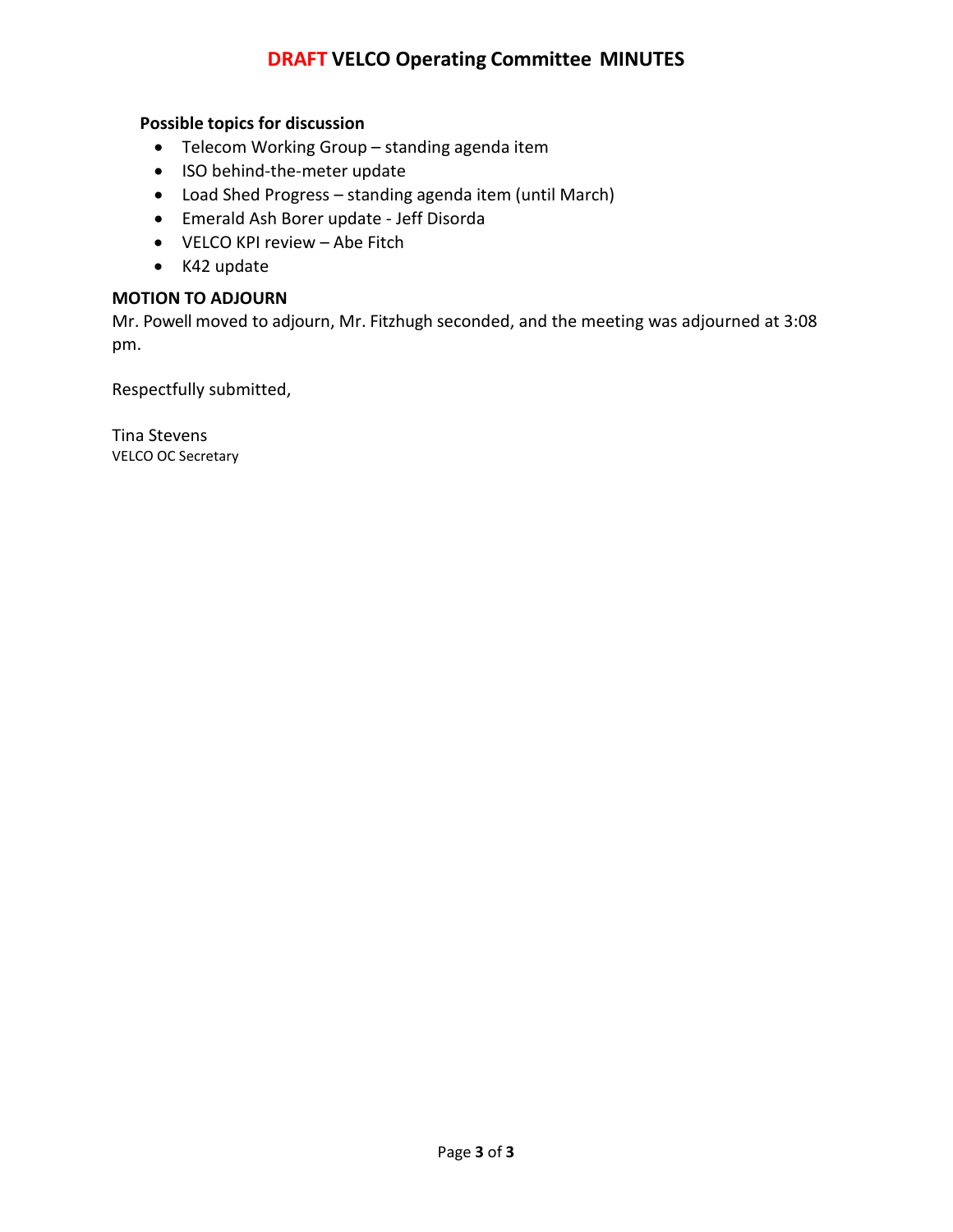**Possible topics for discussion**

- Telecom Working Group – standing agenda item
- ISO behind-the-meter update
- Load Shed Progress – standing agenda item (until March)
- Emerald Ash Borer update - Jeff Disorda
- VELCO KPI review – Abe Fitch
- K42 update

**MOTION TO ADJOURN**

Mr. Powell moved to adjourn, Mr. Fitzhugh seconded, and the meeting was adjourned at 3:08 pm.

Respectfully submitted,

Tina Stevens
VELCO OC Secretary